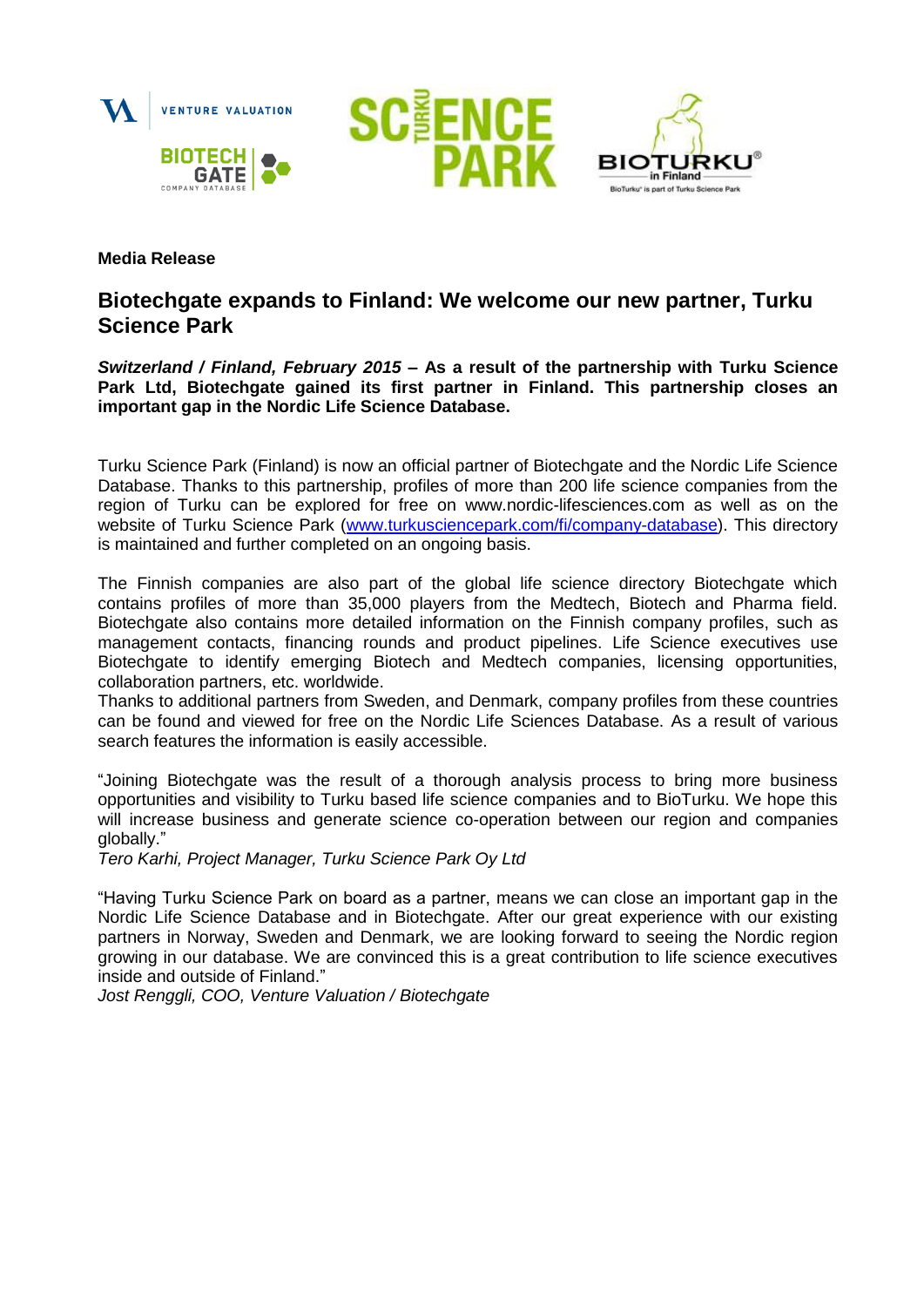**Media Release**

# Biotechgate expands to Finland: We welcome our new partner, Turku Science Park

***Switzerland / Finland, February 2015* – As a result of the partnership with Turku Science Park Ltd, Biotechgate gained its first partner in Finland. This partnership closes an important gap in the Nordic Life Science Database.**

Turku Science Park (Finland) is now an official partner of Biotechgate and the Nordic Life Science Database. Thanks to this partnership, profiles of more than 200 life science companies from the region of Turku can be explored for free on www.nordic-lifesciences.com as well as on the website of Turku Science Park (www.turkusciencepark.com/fi/company-database). This directory is maintained and further completed on an ongoing basis.

The Finnish companies are also part of the global life science directory Biotechgate which contains profiles of more than 35,000 players from the Medtech, Biotech and Pharma field. Biotechgate also contains more detailed information on the Finnish company profiles, such as management contacts, financing rounds and product pipelines. Life Science executives use Biotechgate to identify emerging Biotech and Medtech companies, licensing opportunities, collaboration partners, etc. worldwide.
Thanks to additional partners from Sweden, and Denmark, company profiles from these countries can be found and viewed for free on the Nordic Life Sciences Database. As a result of various search features the information is easily accessible.

"Joining Biotechgate was the result of a thorough analysis process to bring more business opportunities and visibility to Turku based life science companies and to BioTurku. We hope this will increase business and generate science co-operation between our region and companies globally."
*Tero Karhi, Project Manager, Turku Science Park Oy Ltd*

"Having Turku Science Park on board as a partner, means we can close an important gap in the Nordic Life Science Database and in Biotechgate. After our great experience with our existing partners in Norway, Sweden and Denmark, we are looking forward to seeing the Nordic region growing in our database. We are convinced this is a great contribution to life science executives inside and outside of Finland."
*Jost Renggli, COO, Venture Valuation / Biotechgate*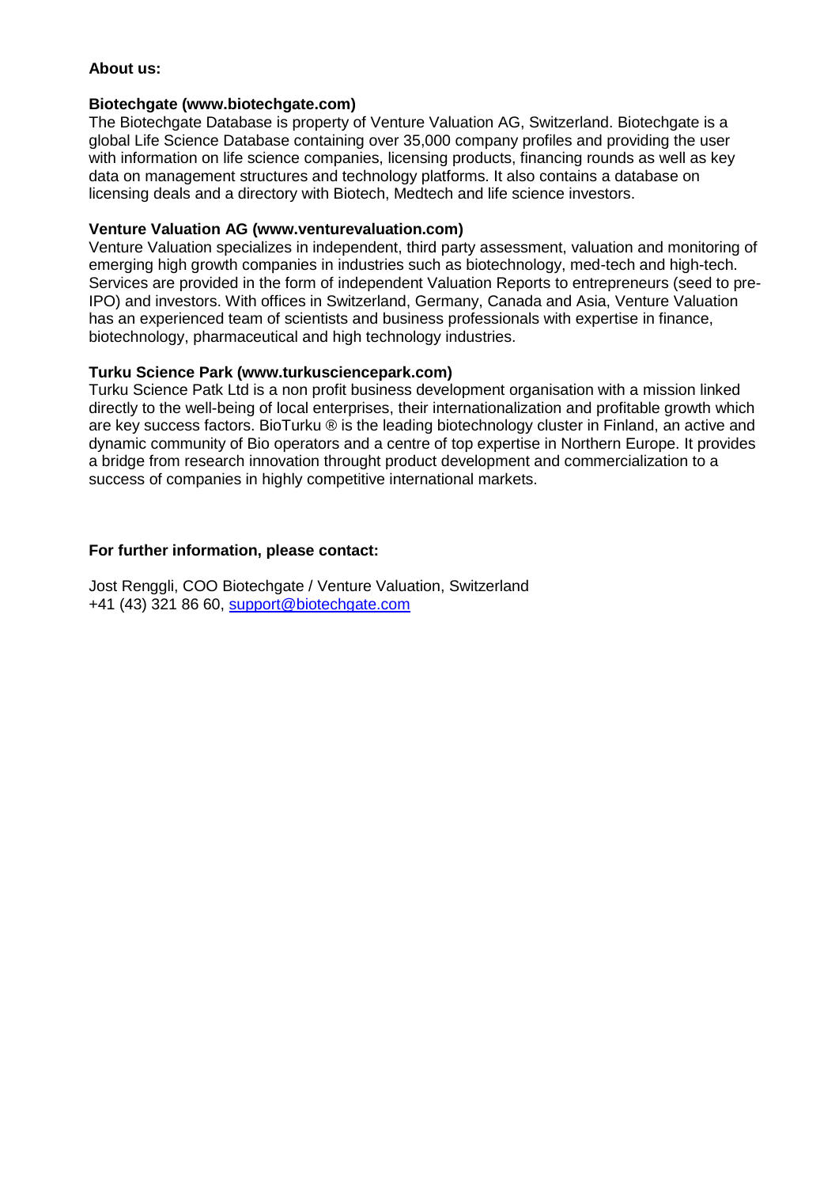**About us:**

**Biotechgate (www.biotechgate.com)**

The Biotechgate Database is property of Venture Valuation AG, Switzerland. Biotechgate is a global Life Science Database containing over 35,000 company profiles and providing the user with information on life science companies, licensing products, financing rounds as well as key data on management structures and technology platforms. It also contains a database on licensing deals and a directory with Biotech, Medtech and life science investors.

**Venture Valuation AG (www.venturevaluation.com)**

Venture Valuation specializes in independent, third party assessment, valuation and monitoring of emerging high growth companies in industries such as biotechnology, med-tech and high-tech. Services are provided in the form of independent Valuation Reports to entrepreneurs (seed to pre-IPO) and investors. With offices in Switzerland, Germany, Canada and Asia, Venture Valuation has an experienced team of scientists and business professionals with expertise in finance, biotechnology, pharmaceutical and high technology industries.

**Turku Science Park (www.turkusciencepark.com)**

Turku Science Patk Ltd is a non profit business development organisation with a mission linked directly to the well-being of local enterprises, their internationalization and profitable growth which are key success factors. BioTurku ® is the leading biotechnology cluster in Finland, an active and dynamic community of Bio operators and a centre of top expertise in Northern Europe. It provides a bridge from research innovation throught product development and commercialization to a success of companies in highly competitive international markets.

**For further information, please contact:**

Jost Renggli, COO Biotechgate / Venture Valuation, Switzerland
+41 (43) 321 86 60, support@biotechgate.com